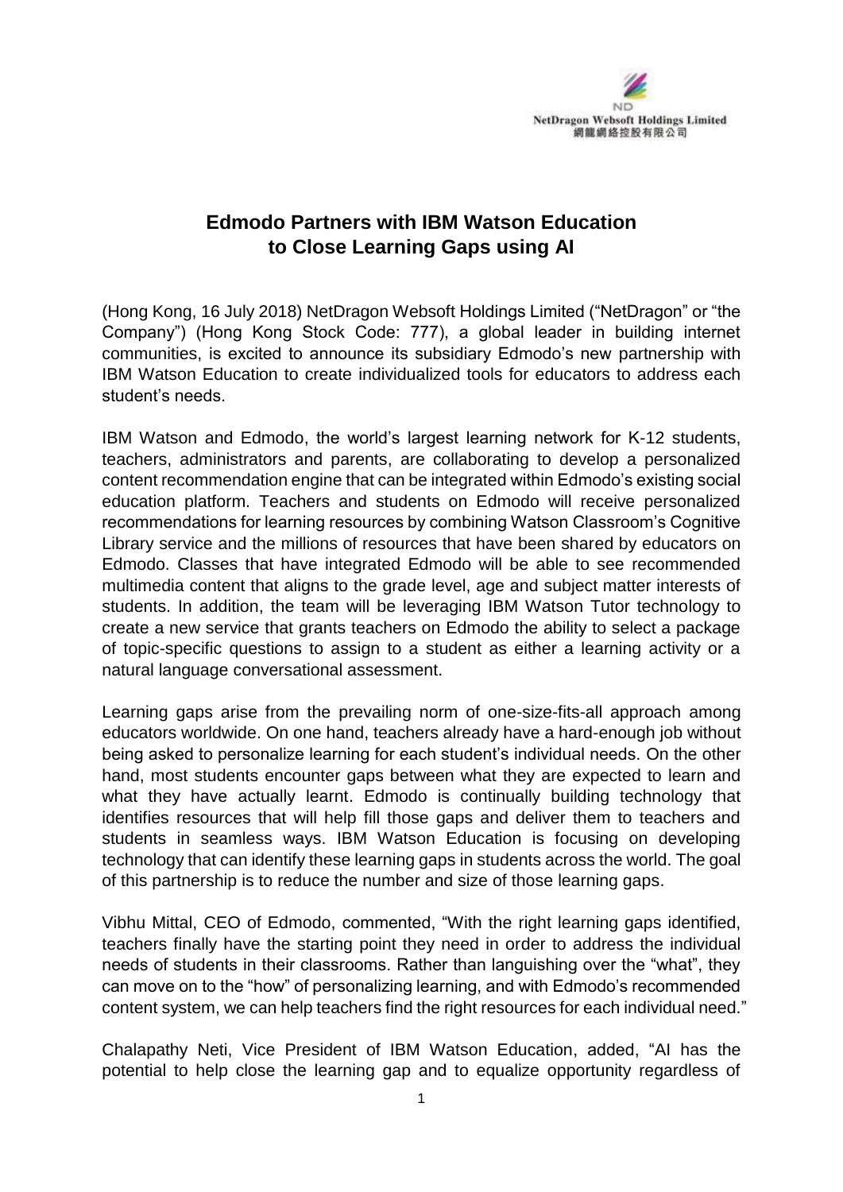NetDragon Websoft Holdings Limited
網龍網絡控股有限公司

# Edmodo Partners with IBM Watson Education to Close Learning Gaps using AI

(Hong Kong, 16 July 2018) NetDragon Websoft Holdings Limited ("NetDragon" or "the Company") (Hong Kong Stock Code: 777), a global leader in building internet communities, is excited to announce its subsidiary Edmodo's new partnership with IBM Watson Education to create individualized tools for educators to address each student's needs.

IBM Watson and Edmodo, the world's largest learning network for K-12 students, teachers, administrators and parents, are collaborating to develop a personalized content recommendation engine that can be integrated within Edmodo's existing social education platform. Teachers and students on Edmodo will receive personalized recommendations for learning resources by combining Watson Classroom's Cognitive Library service and the millions of resources that have been shared by educators on Edmodo. Classes that have integrated Edmodo will be able to see recommended multimedia content that aligns to the grade level, age and subject matter interests of students. In addition, the team will be leveraging IBM Watson Tutor technology to create a new service that grants teachers on Edmodo the ability to select a package of topic-specific questions to assign to a student as either a learning activity or a natural language conversational assessment.

Learning gaps arise from the prevailing norm of one-size-fits-all approach among educators worldwide. On one hand, teachers already have a hard-enough job without being asked to personalize learning for each student's individual needs. On the other hand, most students encounter gaps between what they are expected to learn and what they have actually learnt. Edmodo is continually building technology that identifies resources that will help fill those gaps and deliver them to teachers and students in seamless ways. IBM Watson Education is focusing on developing technology that can identify these learning gaps in students across the world. The goal of this partnership is to reduce the number and size of those learning gaps.

Vibhu Mittal, CEO of Edmodo, commented, "With the right learning gaps identified, teachers finally have the starting point they need in order to address the individual needs of students in their classrooms. Rather than languishing over the "what", they can move on to the "how" of personalizing learning, and with Edmodo's recommended content system, we can help teachers find the right resources for each individual need."

Chalapathy Neti, Vice President of IBM Watson Education, added, "AI has the potential to help close the learning gap and to equalize opportunity regardless of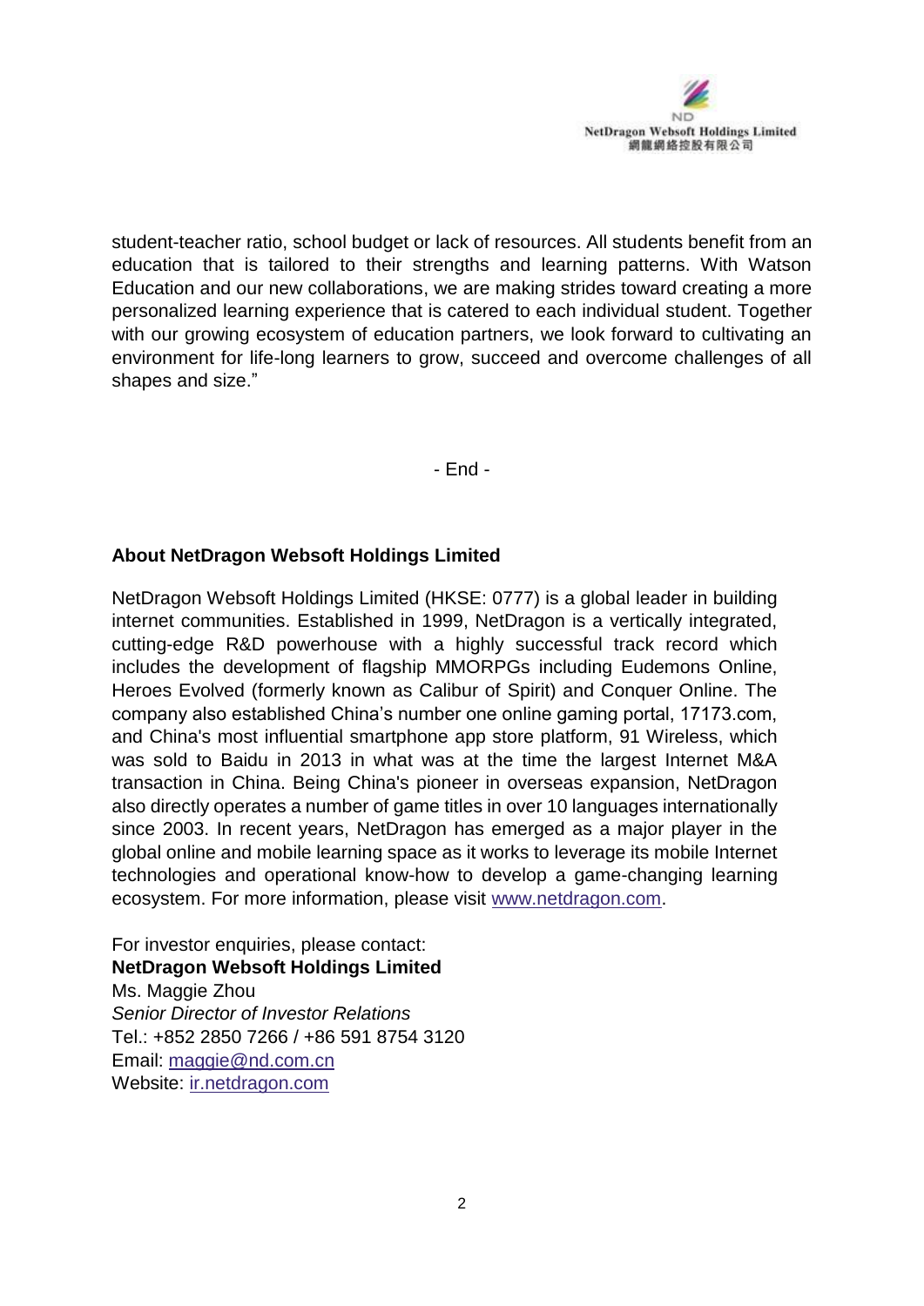student-teacher ratio, school budget or lack of resources. All students benefit from an education that is tailored to their strengths and learning patterns. With Watson Education and our new collaborations, we are making strides toward creating a more personalized learning experience that is catered to each individual student. Together with our growing ecosystem of education partners, we look forward to cultivating an environment for life-long learners to grow, succeed and overcome challenges of all shapes and size."

- End -

**About NetDragon Websoft Holdings Limited**

NetDragon Websoft Holdings Limited (HKSE: 0777) is a global leader in building internet communities. Established in 1999, NetDragon is a vertically integrated, cutting-edge R&D powerhouse with a highly successful track record which includes the development of flagship MMORPGs including Eudemons Online, Heroes Evolved (formerly known as Calibur of Spirit) and Conquer Online. The company also established China's number one online gaming portal, 17173.com, and China's most influential smartphone app store platform, 91 Wireless, which was sold to Baidu in 2013 in what was at the time the largest Internet M&A transaction in China. Being China's pioneer in overseas expansion, NetDragon also directly operates a number of game titles in over 10 languages internationally since 2003. In recent years, NetDragon has emerged as a major player in the global online and mobile learning space as it works to leverage its mobile Internet technologies and operational know-how to develop a game-changing learning ecosystem. For more information, please visit www.netdragon.com.

For investor enquiries, please contact:
**NetDragon Websoft Holdings Limited**
Ms. Maggie Zhou
*Senior Director of Investor Relations*
Tel.: +852 2850 7266 / +86 591 8754 3120
Email: maggie@nd.com.cn
Website: ir.netdragon.com